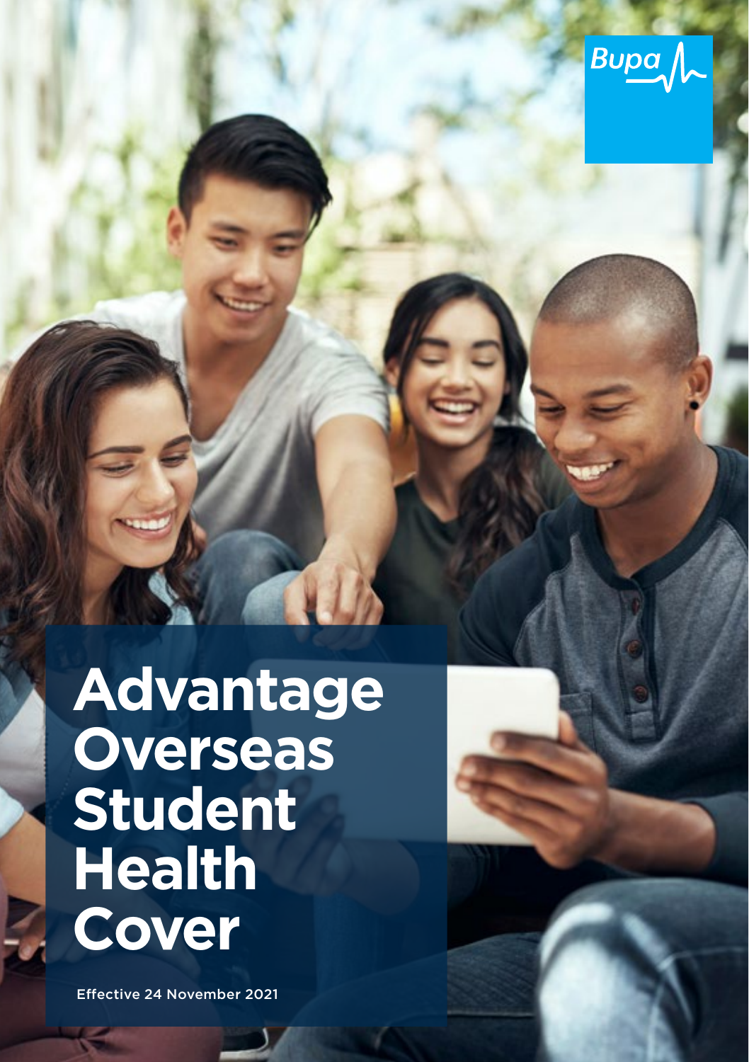Bupa

# Advantage Overseas Student Health Cover

Effective 24 November 2021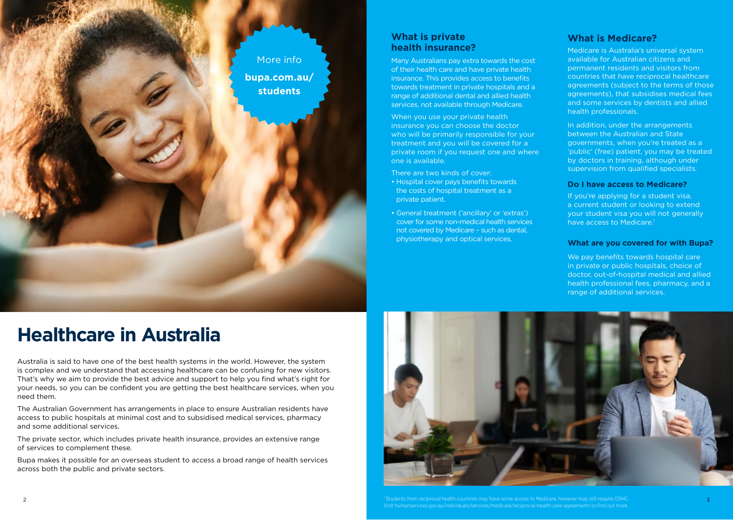More info

**bupa.com.au/students**

# Healthcare in Australia

Australia is said to have one of the best health systems in the world. However, the system is complex and we understand that accessing healthcare can be confusing for new visitors. That's why we aim to provide the best advice and support to help you find what's right for your needs, so you can be confident you are getting the best healthcare services, when you need them.

The Australian Government has arrangements in place to ensure Australian residents have access to public hospitals at minimal cost and to subsidised medical services, pharmacy and some additional services.

The private sector, which includes private health insurance, provides an extensive range of services to complement these.

Bupa makes it possible for an overseas student to access a broad range of health services across both the public and private sectors.

## What is private health insurance?

Many Australians pay extra towards the cost of their health care and have private health insurance. This provides access to benefits towards treatment in private hospitals and a range of additional dental and allied health services, not available through Medicare.

When you use your private health insurance you can choose the doctor who will be primarily responsible for your treatment and you will be covered for a private room if you request one and where one is available.

There are two kinds of cover:

- Hospital cover pays benefits towards the costs of hospital treatment as a private patient.
- General treatment ('ancillary' or 'extras') cover for some non-medical health services not covered by Medicare – such as dental, physiotherapy and optical services.

## What is Medicare?

Medicare is Australia's universal system available for Australian citizens and permanent residents and visitors from countries that have reciprocal healthcare agreements (subject to the terms of those agreements), that subsidises medical fees and some services by dentists and allied health professionals.

In addition, under the arrangements between the Australian and State governments, when you're treated as a 'public' (free) patient, you may be treated by doctors in training, although under supervision from qualified specialists.

### Do I have access to Medicare?

If you're applying for a student visa, a current student or looking to extend your student visa you will not generally have access to Medicare.[1]

### What are you covered for with Bupa?

We pay benefits towards hospital care in private or public hospitals, choice of doctor, out-of-hospital medical and allied health professional fees, pharmacy, and a range of additional services.

[1] Students from reciprocal health countries may have some access to Medicare, however may still require OSHC. Visit humanservices.gov.au/individuals/services/medicare/reciprocal-health-care-agreements to find out more.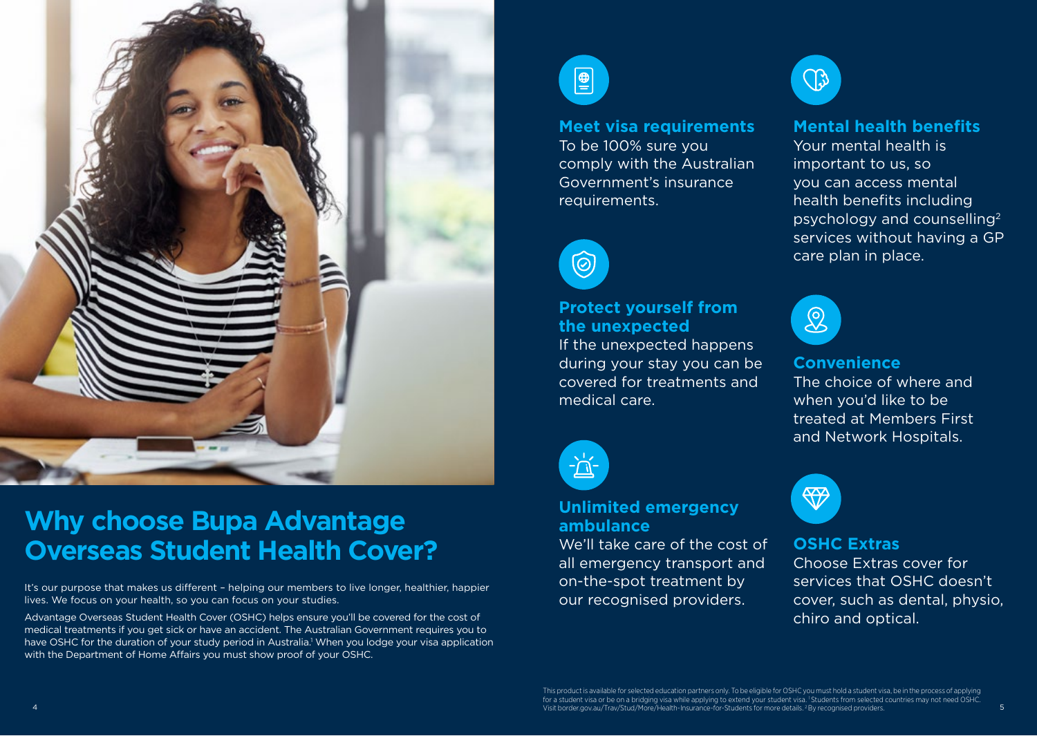# Why choose Bupa Advantage Overseas Student Health Cover?

It's our purpose that makes us different – helping our members to live longer, healthier, happier lives. We focus on your health, so you can focus on your studies.

Advantage Overseas Student Health Cover (OSHC) helps ensure you'll be covered for the cost of medical treatments if you get sick or have an accident. The Australian Government requires you to have OSHC for the duration of your study period in Australia.[1] When you lodge your visa application with the Department of Home Affairs you must show proof of your OSHC.

### Meet visa requirements

To be 100% sure you comply with the Australian Government's insurance requirements.

### Protect yourself from the unexpected

If the unexpected happens during your stay you can be covered for treatments and medical care.

### Unlimited emergency ambulance

We'll take care of the cost of all emergency transport and on-the-spot treatment by our recognised providers.

### Mental health benefits

Your mental health is important to us, so you can access mental health benefits including psychology and counselling[2] services without having a GP care plan in place.

### Convenience

The choice of where and when you'd like to be treated at Members First and Network Hospitals.

### OSHC Extras

Choose Extras cover for services that OSHC doesn't cover, such as dental, physio, chiro and optical.

This product is available for selected education partners only. To be eligible for OSHC you must hold a student visa, be in the process of applying for a student visa or be on a bridging visa while applying to extend your student visa. [1] Students from selected countries may not need OSHC. Visit border.gov.au/Trav/Stud/More/Health-Insurance-for-Students for more details. [2] By recognised providers.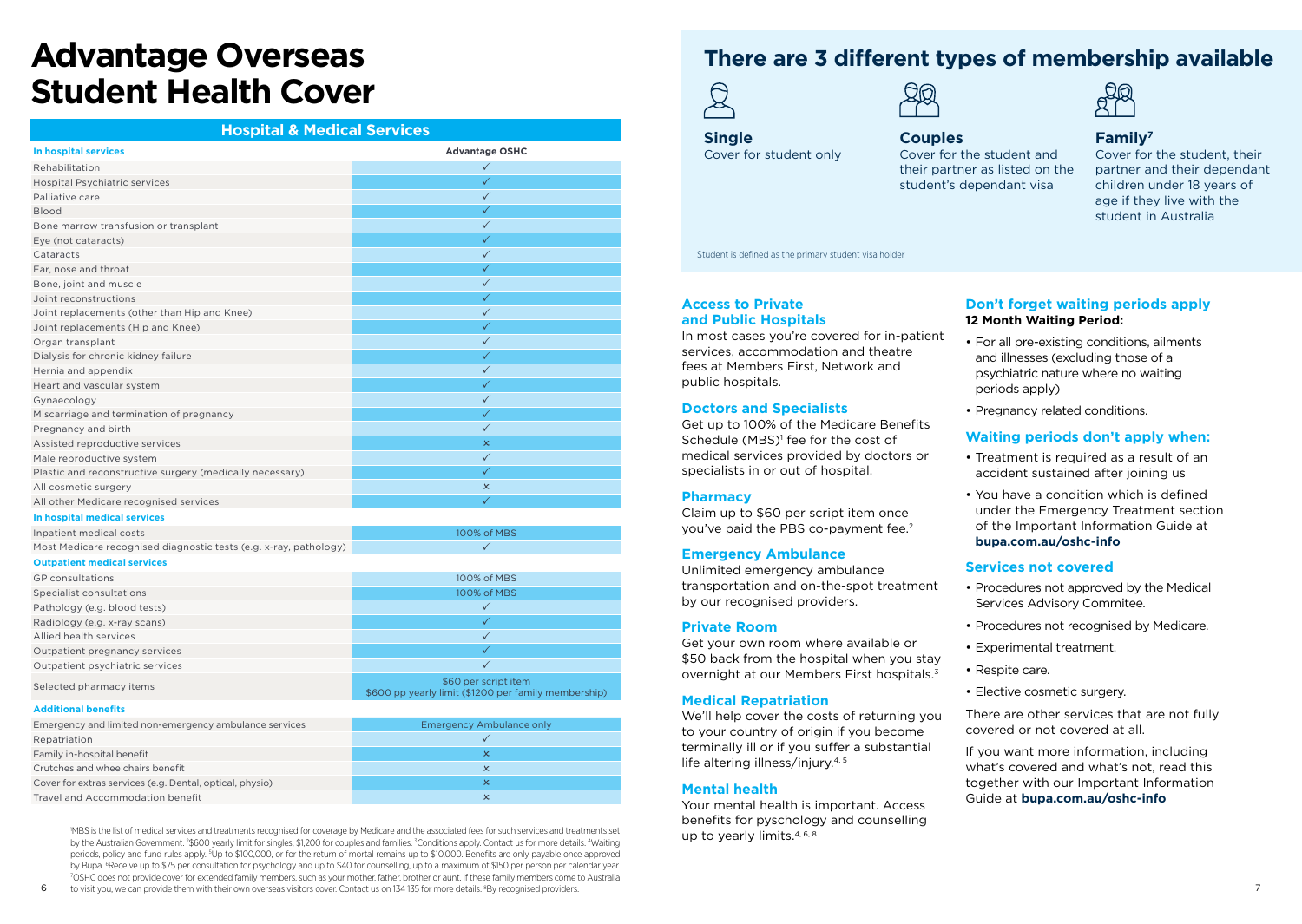# Advantage Overseas Student Health Cover

## Hospital & Medical Services

| In hospital services | Advantage OSHC |
| --- | --- |
| Rehabilitation | ✓ |
| Hospital Psychiatric services | ✓ |
| Palliative care | ✓ |
| Blood | ✓ |
| Bone marrow transfusion or transplant | ✓ |
| Eye (not cataracts) | ✓ |
| Cataracts | ✓ |
| Ear, nose and throat | ✓ |
| Bone, joint and muscle | ✓ |
| Joint reconstructions | ✓ |
| Joint replacements (other than Hip and Knee) | ✓ |
| Joint replacements (Hip and Knee) | ✓ |
| Organ transplant | ✓ |
| Dialysis for chronic kidney failure | ✓ |
| Hernia and appendix | ✓ |
| Heart and vascular system | ✓ |
| Gynaecology | ✓ |
| Miscarriage and termination of pregnancy | ✓ |
| Pregnancy and birth | ✓ |
| Assisted reproductive services | × |
| Male reproductive system | ✓ |
| Plastic and reconstructive surgery (medically necessary) | ✓ |
| All cosmetic surgery | × |
| All other Medicare recognised services | ✓ |
| **In hospital medical services** | |
| Inpatient medical costs | 100% of MBS |
| Most Medicare recognised diagnostic tests (e.g. x-ray, pathology) | ✓ |
| **Outpatient medical services** | |
| GP consultations | 100% of MBS |
| Specialist consultations | 100% of MBS |
| Pathology (e.g. blood tests) | ✓ |
| Radiology (e.g. x-ray scans) | ✓ |
| Allied health services | ✓ |
| Outpatient pregnancy services | ✓ |
| Outpatient psychiatric services | ✓ |
| Selected pharmacy items | $60 per script item $600 pp yearly limit ($1200 per family membership) |
| **Additional benefits** | |
| Emergency and limited non-emergency ambulance services | Emergency Ambulance only |
| Repatriation | ✓ |
| Family in-hospital benefit | × |
| Crutches and wheelchairs benefit | × |
| Cover for extras services (e.g. Dental, optical, physio) | × |
| Travel and Accommodation benefit | × |

[1]MBS is the list of medical services and treatments recognised for coverage by Medicare and the associated fees for such services and treatments set by the Australian Government. [2]$600 yearly limit for singles, $1,200 for couples and families. [3]Conditions apply. Contact us for more details. [4]Waiting periods, policy and fund rules apply. [5]Up to $100,000, or for the return of mortal remains up to $10,000. Benefits are only payable once approved by Bupa. [6]Receive up to $75 per consultation for psychology and up to $40 for counselling, up to a maximum of $150 per person per calendar year. [7]OSHC does not provide cover for extended family members, such as your mother, father, brother or aunt. If these family members come to Australia to visit you, we can provide them with their own overseas visitors cover. Contact us on 134 135 for more details. [8]By recognised providers.

## There are 3 different types of membership available

**Single**
Cover for student only

**Couples**
Cover for the student and their partner as listed on the student's dependant visa

**Family[7]**
Cover for the student, their partner and their dependant children under 18 years of age if they live with the student in Australia

Student is defined as the primary student visa holder

### Access to Private and Public Hospitals

In most cases you're covered for in-patient services, accommodation and theatre fees at Members First, Network and public hospitals.

### Doctors and Specialists

Get up to 100% of the Medicare Benefits Schedule (MBS)[1] fee for the cost of medical services provided by doctors or specialists in or out of hospital.

### Pharmacy

Claim up to $60 per script item once you've paid the PBS co-payment fee.[2]

### Emergency Ambulance

Unlimited emergency ambulance transportation and on-the-spot treatment by our recognised providers.

### Private Room

Get your own room where available or $50 back from the hospital when you stay overnight at our Members First hospitals.[3]

### Medical Repatriation

We'll help cover the costs of returning you to your country of origin if you become terminally ill or if you suffer a substantial life altering illness/injury.[4, 5]

### Mental health

Your mental health is important. Access benefits for pyschology and counselling up to yearly limits.[4, 6, 8]

### Don't forget waiting periods apply

**12 Month Waiting Period:**

- For all pre-existing conditions, ailments and illnesses (excluding those of a psychiatric nature where no waiting periods apply)
- Pregnancy related conditions.

### Waiting periods don't apply when:

- Treatment is required as a result of an accident sustained after joining us
- You have a condition which is defined under the Emergency Treatment section of the Important Information Guide at **bupa.com.au/oshc-info**

### Services not covered

- Procedures not approved by the Medical Services Advisory Commitee.
- Procedures not recognised by Medicare.
- Experimental treatment.
- Respite care.
- Elective cosmetic surgery.

There are other services that are not fully covered or not covered at all.

If you want more information, including what's covered and what's not, read this together with our Important Information Guide at **bupa.com.au/oshc-info**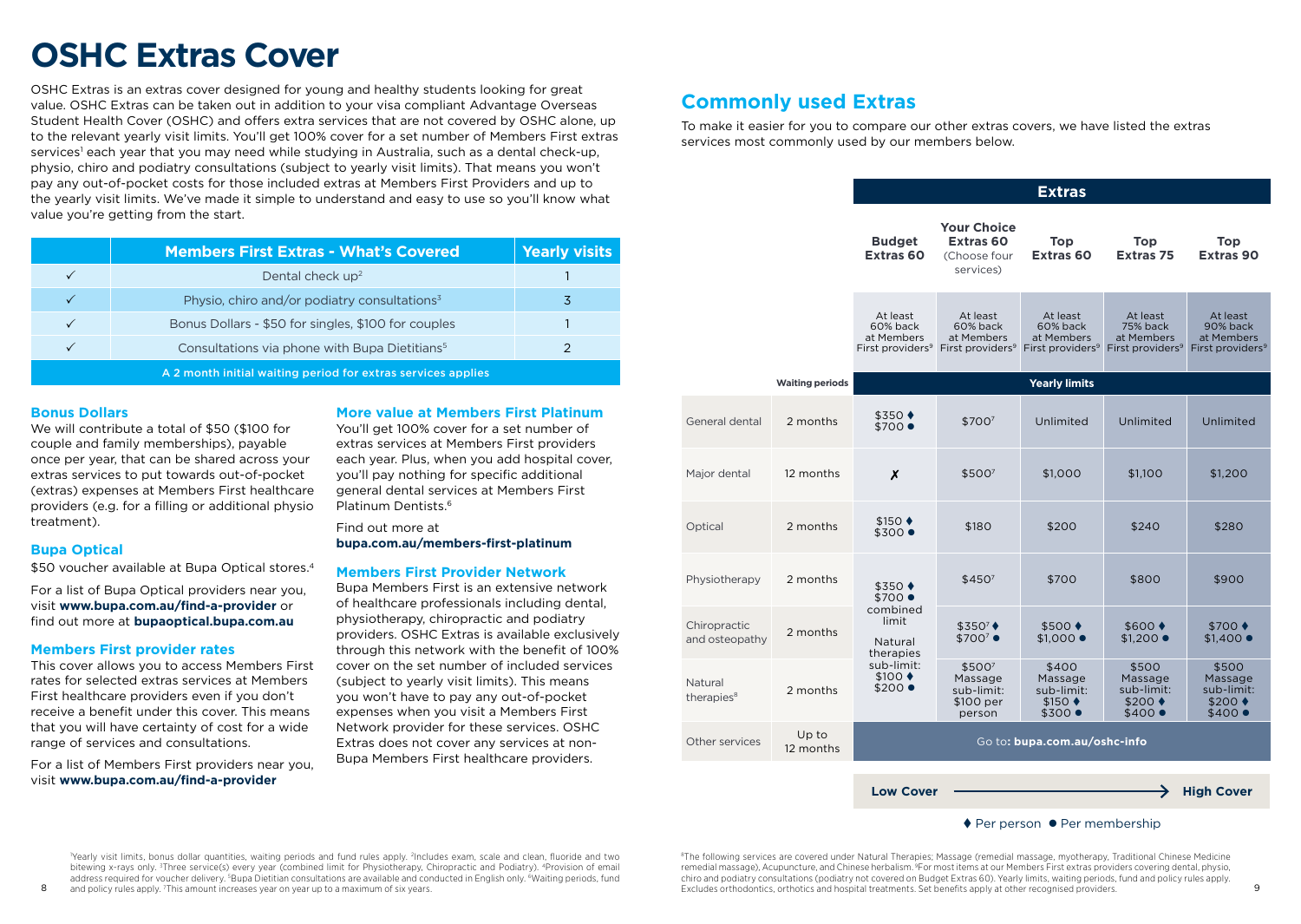# OSHC Extras Cover

OSHC Extras is an extras cover designed for young and healthy students looking for great value. OSHC Extras can be taken out in addition to your visa compliant Advantage Overseas Student Health Cover (OSHC) and offers extra services that are not covered by OSHC alone, up to the relevant yearly visit limits. You'll get 100% cover for a set number of Members First extras services[1] each year that you may need while studying in Australia, such as a dental check-up, physio, chiro and podiatry consultations (subject to yearly visit limits). That means you won't pay any out-of-pocket costs for those included extras at Members First Providers and up to the yearly visit limits. We've made it simple to understand and easy to use so you'll know what value you're getting from the start.

| | Members First Extras - What's Covered | Yearly visits |
|---|---|---|
| ✓ | Dental check up[2] | 1 |
| ✓ | Physio, chiro and/or podiatry consultations[3] | 3 |
| ✓ | Bonus Dollars - $50 for singles, $100 for couples | 1 |
| ✓ | Consultations via phone with Bupa Dietitians[5] | 2 |
| A 2 month initial waiting period for extras services applies | | |

### Bonus Dollars

We will contribute a total of $50 ($100 for couple and family memberships), payable once per year, that can be shared across your extras services to put towards out-of-pocket (extras) expenses at Members First healthcare providers (e.g. for a filling or additional physio treatment).

### Bupa Optical

$50 voucher available at Bupa Optical stores.[4]

For a list of Bupa Optical providers near you, visit **www.bupa.com.au/find-a-provider** or find out more at **bupaoptical.bupa.com.au**

### Members First provider rates

This cover allows you to access Members First rates for selected extras services at Members First healthcare providers even if you don't receive a benefit under this cover. This means that you will have certainty of cost for a wide range of services and consultations.

For a list of Members First providers near you, visit **www.bupa.com.au/find-a-provider**

### More value at Members First Platinum

You'll get 100% cover for a set number of extras services at Members First providers each year. Plus, when you add hospital cover, you'll pay nothing for specific additional general dental services at Members First Platinum Dentists.[6]

Find out more at **bupa.com.au/members-first-platinum**

### Members First Provider Network

Bupa Members First is an extensive network of healthcare professionals including dental, physiotherapy, chiropractic and podiatry providers. OSHC Extras is available exclusively through this network with the benefit of 100% cover on the set number of included services (subject to yearly visit limits). This means you won't have to pay any out-of-pocket expenses when you visit a Members First Network provider for these services. OSHC Extras does not cover any services at non-Bupa Members First healthcare providers.

## Commonly used Extras

To make it easier for you to compare our other extras covers, we have listed the extras services most commonly used by our members below.

| | | Extras | | | | |
|---|---|---|---|---|---|---|
| | | **Budget Extras 60** | **Your Choice Extras 60** (Choose four services) | **Top Extras 60** | **Top Extras 75** | **Top Extras 90** |
| | | At least 60% back at Members First providers[9] | At least 60% back at Members First providers[9] | At least 60% back at Members First providers[9] | At least 75% back at Members First providers[9] | At least 90% back at Members First providers[9] |
| | **Waiting periods** | **Yearly limits** | | | | |
| General dental | 2 months | $350 ♦ $700 ● | $700[7] | Unlimited | Unlimited | Unlimited |
| Major dental | 12 months | ✗ | $500[7] | $1,000 | $1,100 | $1,200 |
| Optical | 2 months | $150 ♦ $300 ● | $180 | $200 | $240 | $280 |
| Physiotherapy | 2 months | $350 ♦ $700 ● combined limit | $450[7] | $700 | $800 | $900 |
| Chiropractic and osteopathy | 2 months | | $350[7] ♦ $700[7] ● | $500 ♦ $1,000 ● | $600 ♦ $1,200 ● | $700 ♦ $1,400 ● |
| Natural therapies[8] | 2 months | Natural therapies sub-limit: $100 ♦ $200 ● | $500[7] Massage sub-limit: $100 per person | $400 Massage sub-limit: $150 ♦ $300 ● | $500 Massage sub-limit: $200 ♦ $400 ● | $500 Massage sub-limit: $200 ♦ $400 ● |
| Other services | Up to 12 months | Go to: **bupa.com.au/oshc-info** | | | | |

**Low Cover** ⟶ **High Cover**

♦ Per person ● Per membership

[1]Yearly visit limits, bonus dollar quantities, waiting periods and fund rules apply. [2]Includes exam, scale and clean, fluoride and two bitewing x-rays only. [3]Three service(s) every year (combined limit for Physiotherapy, Chiropractic and Podiatry). [4]Provision of email address required for voucher delivery. [5]Bupa Dietitian consultations are available and conducted in English only. [6]Waiting periods, fund and policy rules apply. [7]This amount increases year on year up to a maximum of six years.

[8]The following services are covered under Natural Therapies; Massage (remedial massage, myotherapy, Traditional Chinese Medicine remedial massage), Acupuncture, and Chinese herbalism. [9]For most items at our Members First extras providers covering dental, physio, chiro and podiatry consultations (podiatry not covered on Budget Extras 60). Yearly limits, waiting periods, fund and policy rules apply. Excludes orthodontics, orthotics and hospital treatments. Set benefits apply at other recognised providers.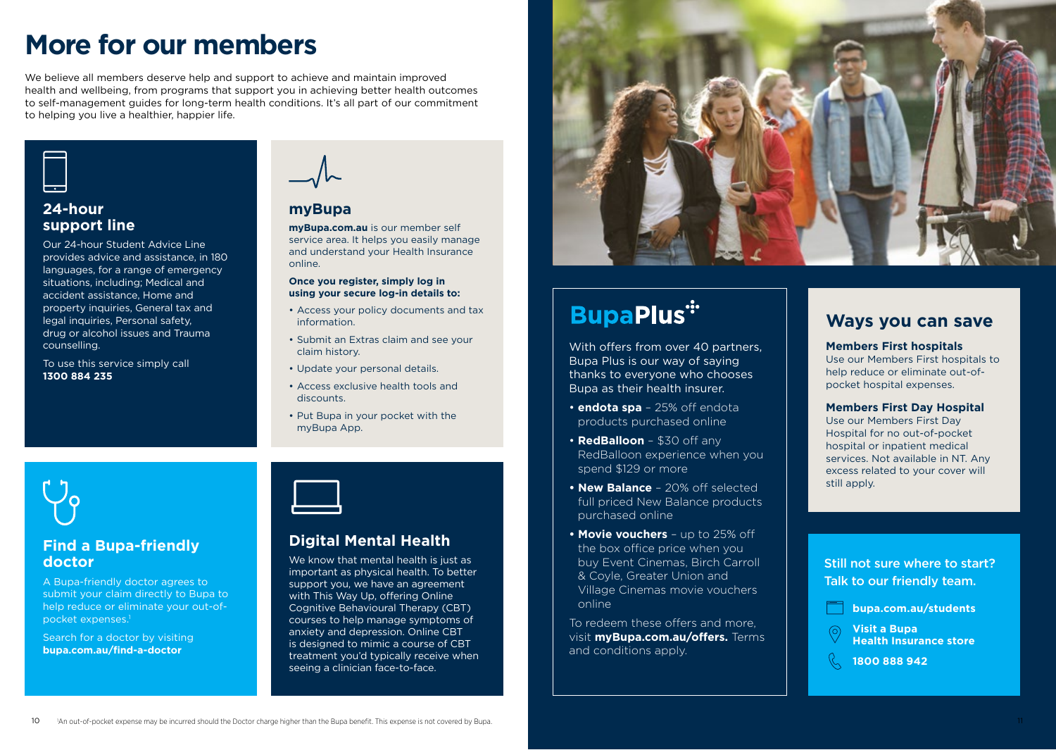# More for our members

We believe all members deserve help and support to achieve and maintain improved health and wellbeing, from programs that support you in achieving better health outcomes to self-management guides for long-term health conditions. It's all part of our commitment to helping you live a healthier, happier life.

## 24-hour support line

Our 24-hour Student Advice Line provides advice and assistance, in 180 languages, for a range of emergency situations, including; Medical and accident assistance, Home and property inquiries, General tax and legal inquiries, Personal safety, drug or alcohol issues and Trauma counselling.

To use this service simply call **1300 884 235**

## myBupa

**myBupa.com.au** is our member self service area. It helps you easily manage and understand your Health Insurance online.

**Once you register, simply log in using your secure log-in details to:**

- Access your policy documents and tax information.
- Submit an Extras claim and see your claim history.
- Update your personal details.
- Access exclusive health tools and discounts.
- Put Bupa in your pocket with the myBupa App.

## Find a Bupa-friendly doctor

A Bupa-friendly doctor agrees to submit your claim directly to Bupa to help reduce or eliminate your out-of-pocket expenses.[1]

Search for a doctor by visiting **bupa.com.au/find-a-doctor**

## Digital Mental Health

We know that mental health is just as important as physical health. To better support you, we have an agreement with This Way Up, offering Online Cognitive Behavioural Therapy (CBT) courses to help manage symptoms of anxiety and depression. Online CBT is designed to mimic a course of CBT treatment you'd typically receive when seeing a clinician face-to-face.

## BupaPlus

With offers from over 40 partners, Bupa Plus is our way of saying thanks to everyone who chooses Bupa as their health insurer.

- **endota spa** – 25% off endota products purchased online
- **RedBalloon** – $30 off any RedBalloon experience when you spend $129 or more
- **New Balance** – 20% off selected full priced New Balance products purchased online
- **Movie vouchers** – up to 25% off the box office price when you buy Event Cinemas, Birch Carroll & Coyle, Greater Union and Village Cinemas movie vouchers online

To redeem these offers and more, visit **myBupa.com.au/offers.** Terms and conditions apply.

## Ways you can save

**Members First hospitals**
Use our Members First hospitals to help reduce or eliminate out-of-pocket hospital expenses.

**Members First Day Hospital**
Use our Members First Day Hospital for no out-of-pocket hospital or inpatient medical services. Not available in NT. Any excess related to your cover will still apply.

Still not sure where to start? Talk to our friendly team.

- **bupa.com.au/students**
- **Visit a Bupa Health Insurance store**
- **1800 888 942**

[1]An out-of-pocket expense may be incurred should the Doctor charge higher than the Bupa benefit. This expense is not covered by Bupa.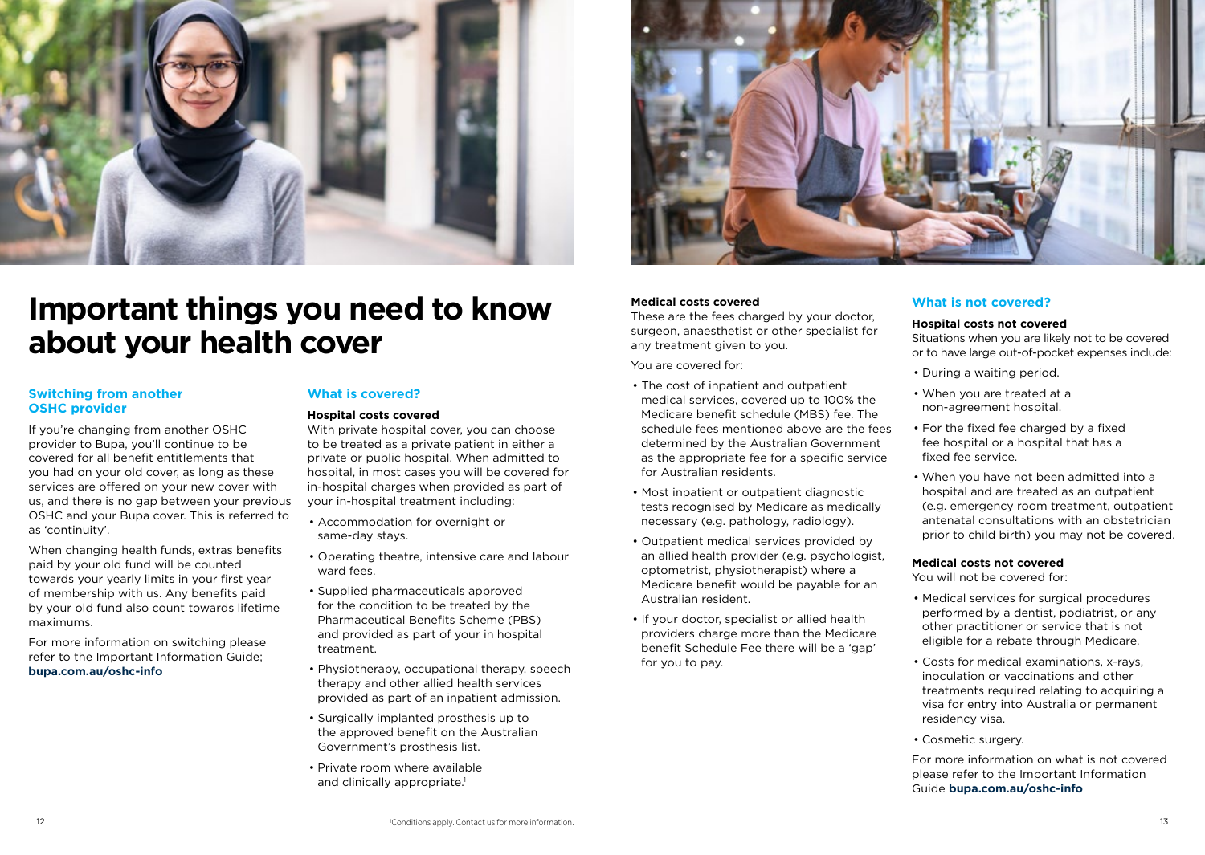# Important things you need to know about your health cover

## Switching from another OSHC provider

If you're changing from another OSHC provider to Bupa, you'll continue to be covered for all benefit entitlements that you had on your old cover, as long as these services are offered on your new cover with us, and there is no gap between your previous OSHC and your Bupa cover. This is referred to as 'continuity'.

When changing health funds, extras benefits paid by your old fund will be counted towards your yearly limits in your first year of membership with us. Any benefits paid by your old fund also count towards lifetime maximums.

For more information on switching please refer to the Important Information Guide; **bupa.com.au/oshc-info**

## What is covered?

**Hospital costs covered**

With private hospital cover, you can choose to be treated as a private patient in either a private or public hospital. When admitted to hospital, in most cases you will be covered for in-hospital charges when provided as part of your in-hospital treatment including:

- Accommodation for overnight or same-day stays.
- Operating theatre, intensive care and labour ward fees.
- Supplied pharmaceuticals approved for the condition to be treated by the Pharmaceutical Benefits Scheme (PBS) and provided as part of your in hospital treatment.
- Physiotherapy, occupational therapy, speech therapy and other allied health services provided as part of an inpatient admission.
- Surgically implanted prosthesis up to the approved benefit on the Australian Government's prosthesis list.
- Private room where available and clinically appropriate.[1]

[1]Conditions apply. Contact us for more information.

**Medical costs covered**

These are the fees charged by your doctor, surgeon, anaesthetist or other specialist for any treatment given to you.

You are covered for:

- The cost of inpatient and outpatient medical services, covered up to 100% the Medicare benefit schedule (MBS) fee. The schedule fees mentioned above are the fees determined by the Australian Government as the appropriate fee for a specific service for Australian residents.
- Most inpatient or outpatient diagnostic tests recognised by Medicare as medically necessary (e.g. pathology, radiology).
- Outpatient medical services provided by an allied health provider (e.g. psychologist, optometrist, physiotherapist) where a Medicare benefit would be payable for an Australian resident.
- If your doctor, specialist or allied health providers charge more than the Medicare benefit Schedule Fee there will be a 'gap' for you to pay.

## What is not covered?

**Hospital costs not covered**

Situations when you are likely not to be covered or to have large out-of-pocket expenses include:

- During a waiting period.
- When you are treated at a non-agreement hospital.
- For the fixed fee charged by a fixed fee hospital or a hospital that has a fixed fee service.
- When you have not been admitted into a hospital and are treated as an outpatient (e.g. emergency room treatment, outpatient antenatal consultations with an obstetrician prior to child birth) you may not be covered.

**Medical costs not covered**

You will not be covered for:

- Medical services for surgical procedures performed by a dentist, podiatrist, or any other practitioner or service that is not eligible for a rebate through Medicare.
- Costs for medical examinations, x-rays, inoculation or vaccinations and other treatments required relating to acquiring a visa for entry into Australia or permanent residency visa.
- Cosmetic surgery.

For more information on what is not covered please refer to the Important Information Guide **bupa.com.au/oshc-info**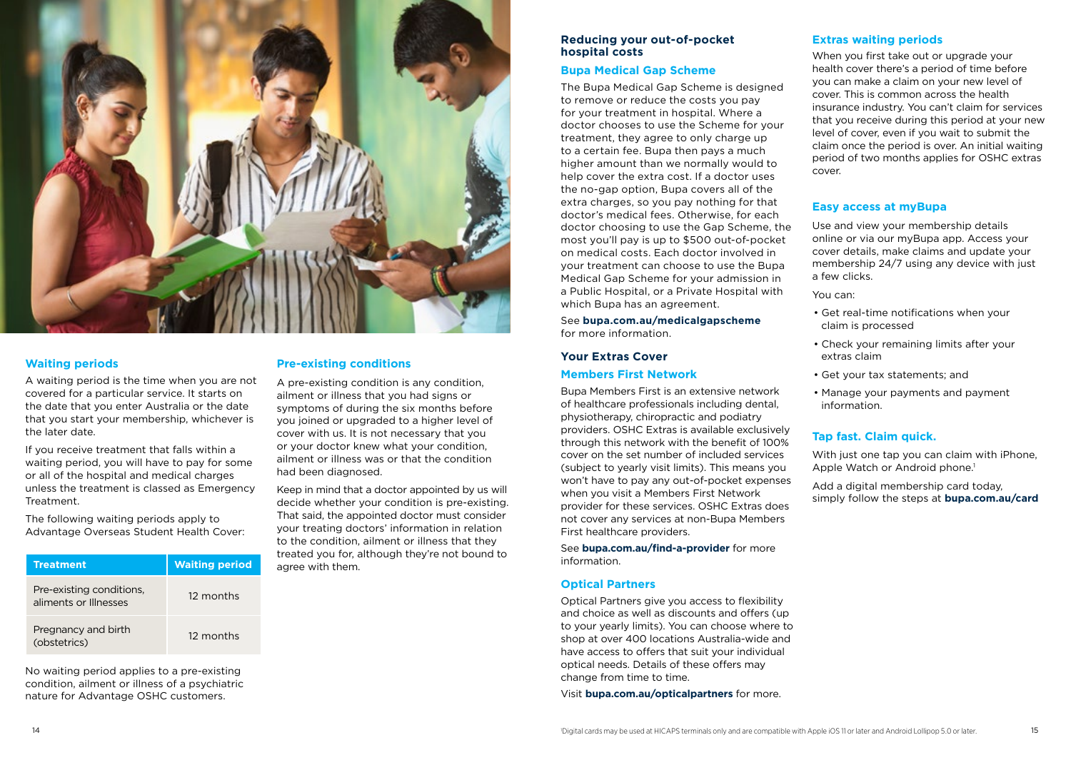## Waiting periods

A waiting period is the time when you are not covered for a particular service. It starts on the date that you enter Australia or the date that you start your membership, whichever is the later date.

If you receive treatment that falls within a waiting period, you will have to pay for some or all of the hospital and medical charges unless the treatment is classed as Emergency Treatment.

The following waiting periods apply to Advantage Overseas Student Health Cover:

| Treatment | Waiting period |
| --- | --- |
| Pre-existing conditions, aliments or Illnesses | 12 months |
| Pregnancy and birth (obstetrics) | 12 months |

No waiting period applies to a pre-existing condition, ailment or illness of a psychiatric nature for Advantage OSHC customers.

## Pre-existing conditions

A pre-existing condition is any condition, ailment or illness that you had signs or symptoms of during the six months before you joined or upgraded to a higher level of cover with us. It is not necessary that you or your doctor knew what your condition, ailment or illness was or that the condition had been diagnosed.

Keep in mind that a doctor appointed by us will decide whether your condition is pre-existing. That said, the appointed doctor must consider your treating doctors' information in relation to the condition, ailment or illness that they treated you for, although they're not bound to agree with them.

## Reducing your out-of-pocket hospital costs

### Bupa Medical Gap Scheme

The Bupa Medical Gap Scheme is designed to remove or reduce the costs you pay for your treatment in hospital. Where a doctor chooses to use the Scheme for your treatment, they agree to only charge up to a certain fee. Bupa then pays a much higher amount than we normally would to help cover the extra cost. If a doctor uses the no-gap option, Bupa covers all of the extra charges, so you pay nothing for that doctor's medical fees. Otherwise, for each doctor choosing to use the Gap Scheme, the most you'll pay is up to $500 out-of-pocket on medical costs. Each doctor involved in your treatment can choose to use the Bupa Medical Gap Scheme for your admission in a Public Hospital, or a Private Hospital with which Bupa has an agreement.

See **bupa.com.au/medicalgapscheme** for more information.

## Your Extras Cover

### Members First Network

Bupa Members First is an extensive network of healthcare professionals including dental, physiotherapy, chiropractic and podiatry providers. OSHC Extras is available exclusively through this network with the benefit of 100% cover on the set number of included services (subject to yearly visit limits). This means you won't have to pay any out-of-pocket expenses when you visit a Members First Network provider for these services. OSHC Extras does not cover any services at non-Bupa Members First healthcare providers.

See **bupa.com.au/find-a-provider** for more information.

### Optical Partners

Optical Partners give you access to flexibility and choice as well as discounts and offers (up to your yearly limits). You can choose where to shop at over 400 locations Australia-wide and have access to offers that suit your individual optical needs. Details of these offers may change from time to time.

Visit **bupa.com.au/opticalpartners** for more.

### Extras waiting periods

When you first take out or upgrade your health cover there's a period of time before you can make a claim on your new level of cover. This is common across the health insurance industry. You can't claim for services that you receive during this period at your new level of cover, even if you wait to submit the claim once the period is over. An initial waiting period of two months applies for OSHC extras cover.

### Easy access at myBupa

Use and view your membership details online or via our myBupa app. Access your cover details, make claims and update your membership 24/7 using any device with just a few clicks.

You can:

- Get real-time notifications when your claim is processed
- Check your remaining limits after your extras claim
- Get your tax statements; and
- Manage your payments and payment information.

### Tap fast. Claim quick.

With just one tap you can claim with iPhone, Apple Watch or Android phone.[1]

Add a digital membership card today, simply follow the steps at **bupa.com.au/card**

[1]Digital cards may be used at HICAPS terminals only and are compatible with Apple iOS 11 or later and Android Lollipop 5.0 or later.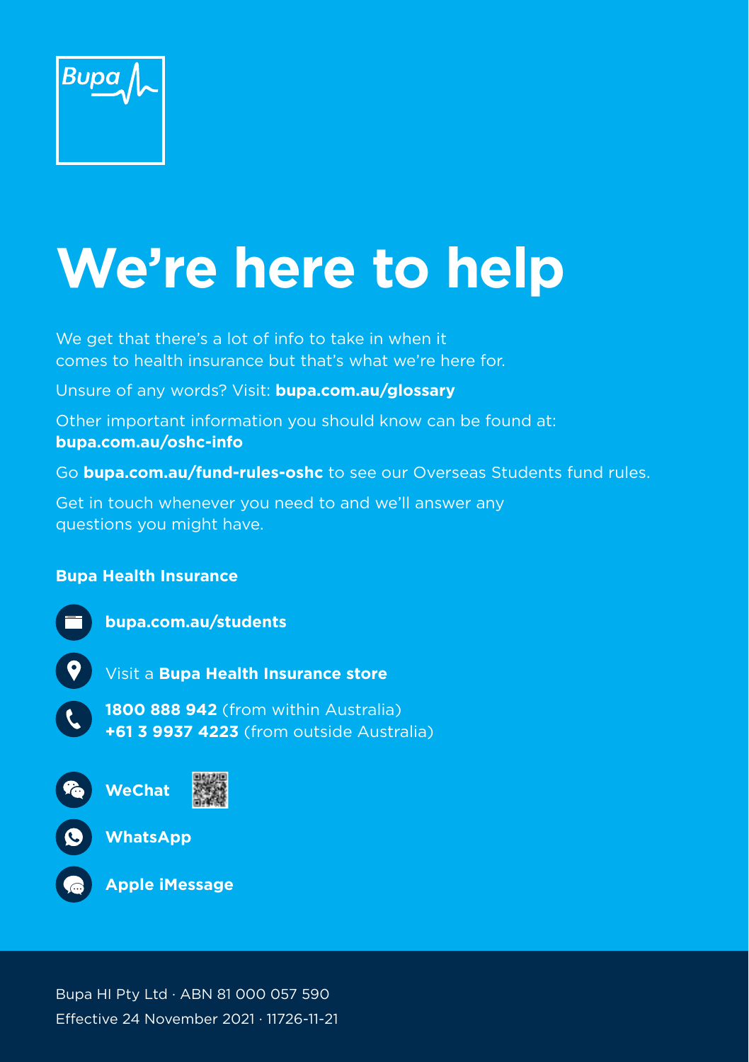Bupa

# We're here to help

We get that there's a lot of info to take in when it comes to health insurance but that's what we're here for.

Unsure of any words? Visit: **bupa.com.au/glossary**

Other important information you should know can be found at: **bupa.com.au/oshc-info**

Go **bupa.com.au/fund-rules-oshc** to see our Overseas Students fund rules.

Get in touch whenever you need to and we'll answer any questions you might have.

**Bupa Health Insurance**

**bupa.com.au/students**

Visit a **Bupa Health Insurance store**

**1800 888 942** (from within Australia)
**+61 3 9937 4223** (from outside Australia)

**WeChat**

**WhatsApp**

**Apple iMessage**

Bupa HI Pty Ltd · ABN 81 000 057 590
Effective 24 November 2021 · 11726-11-21